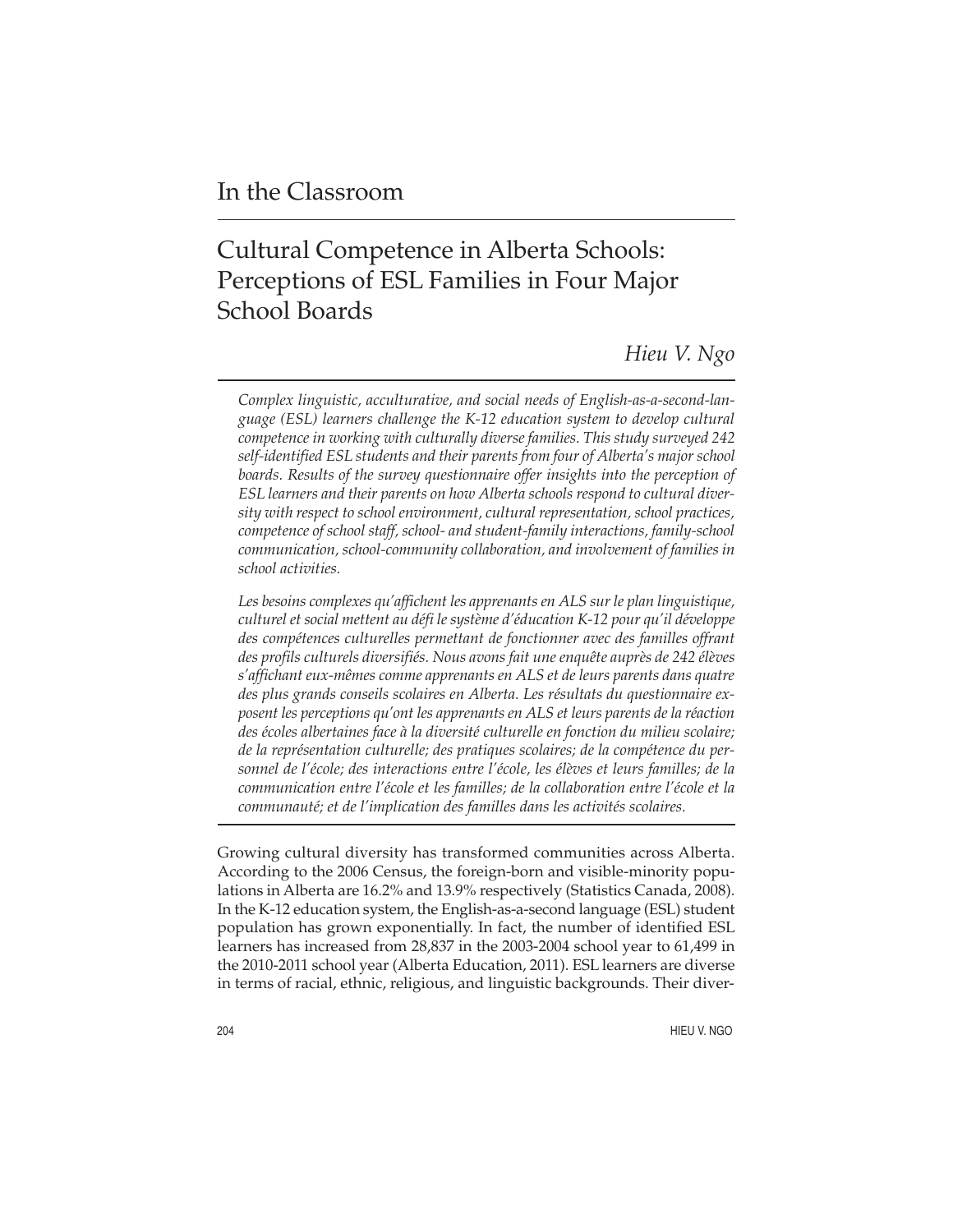## In the Classroom

# Cultural Competence in Alberta Schools: Perceptions of ESL Families in Four Major School Boards

*Hieu V. Ngo*

*Complex linguistic, acculturative, and social needs of English-as-a-second-language (ESL) learners challenge the K-12 education system to develop cultural competence in working with culturally diverse families. This study surveyed 242 self-identified ESL students and their parents from four of Alberta's major school boards. Results of the survey questionnaire offer insights into the perception of ESL learners and their parents on how Alberta schools respond to cultural diversity with respect to school environment, cultural representation, school practices, competence of school staff, school- and student-family interactions, family-school communication, school-community collaboration, and involvement of families in school activities.*

*Les besoins complexes qu'affichent les apprenants en ALS sur le plan linguistique, culturel et social mettent au défi le système d'éducation K-12 pour qu'il développe des compétences culturelles permettant de fonctionner avec des familles offrant des profils culturels diversifiés. Nous avons fait une enquête auprès de 242 élèves s'affichant eux-mêmes comme apprenants en ALS et de leurs parents dans quatre des plus grands conseils scolaires en Alberta. Les résultats du questionnaire exposent les perceptions qu'ont les apprenants en ALS et leurs parents de la réaction des écoles albertaines face à la diversité culturelle en fonction du milieu scolaire; de la représentation culturelle; des pratiques scolaires; de la compétence du personnel de l'école; des interactions entre l'école, les élèves et leurs familles; de la communication entre l'école et les familles; de la collaboration entre l'école et la communauté; et de l'implication des familles dans les activités scolaires.*

Growing cultural diversity has transformed communities across Alberta. According to the 2006 Census, the foreign-born and visible-minority populations in Alberta are 16.2% and 13.9% respectively (Statistics Canada, 2008). In the K-12 education system, the English-as-a-second language (ESL) student population has grown exponentially. In fact, the number of identified ESL learners has increased from 28,837 in the 2003-2004 school year to 61,499 in the 2010-2011 school year (Alberta Education, 2011). ESL learners are diverse in terms of racial, ethnic, religious, and linguistic backgrounds. Their diver-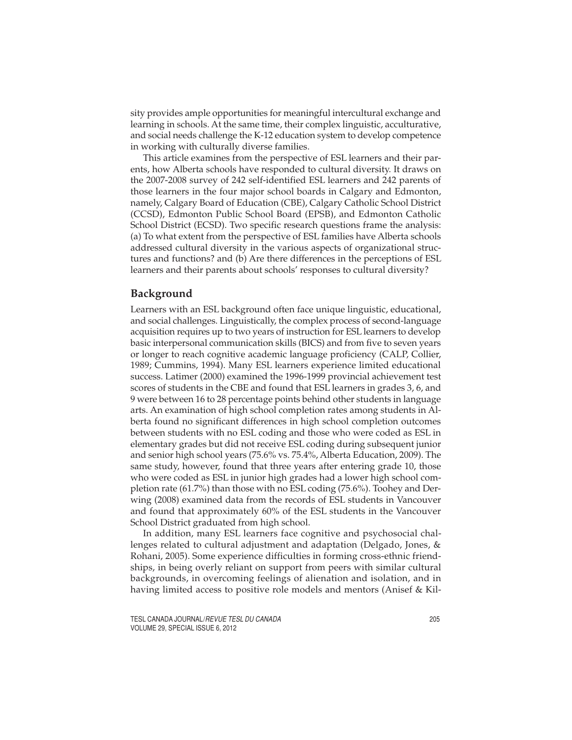sity provides ample opportunities for meaningful intercultural exchange and learning in schools. At the same time, their complex linguistic, acculturative, and social needs challenge the K-12 education system to develop competence in working with culturally diverse families.

This article examines from the perspective of ESL learners and their parents, how Alberta schools have responded to cultural diversity. It draws on the 2007-2008 survey of 242 self-identified ESL learners and 242 parents of those learners in the four major school boards in Calgary and Edmonton, namely, Calgary Board of Education (CBE), Calgary Catholic School District (CCSD), Edmonton Public School Board (EPSB), and Edmonton Catholic School District (ECSD). Two specific research questions frame the analysis: (a) To what extent from the perspective of ESL families have Alberta schools addressed cultural diversity in the various aspects of organizational structures and functions? and (b) Are there differences in the perceptions of ESL learners and their parents about schools' responses to cultural diversity?

## Background

Learners with an ESL background often face unique linguistic, educational, and social challenges. Linguistically, the complex process of second-language acquisition requires up to two years of instruction for ESL learners to develop basic interpersonal communication skills (BICS) and from five to seven years or longer to reach cognitive academic language proficiency (CALP, Collier, 1989; Cummins, 1994). Many ESL learners experience limited educational success. Latimer (2000) examined the 1996-1999 provincial achievement test scores of students in the CBE and found that ESL learners in grades 3, 6, and 9 were between 16 to 28 percentage points behind other students in language arts. An examination of high school completion rates among students in Alberta found no significant differences in high school completion outcomes between students with no ESL coding and those who were coded as ESL in elementary grades but did not receive ESL coding during subsequent junior and senior high school years (75.6% vs. 75.4%, Alberta Education, 2009). The same study, however, found that three years after entering grade 10, those who were coded as ESL in junior high grades had a lower high school completion rate (61.7%) than those with no ESL coding (75.6%). Toohey and Derwing (2008) examined data from the records of ESL students in Vancouver and found that approximately 60% of the ESL students in the Vancouver School District graduated from high school.

In addition, many ESL learners face cognitive and psychosocial challenges related to cultural adjustment and adaptation (Delgado, Jones, & Rohani, 2005). Some experience difficulties in forming cross-ethnic friendships, in being overly reliant on support from peers with similar cultural backgrounds, in overcoming feelings of alienation and isolation, and in having limited access to positive role models and mentors (Anisef & Kil-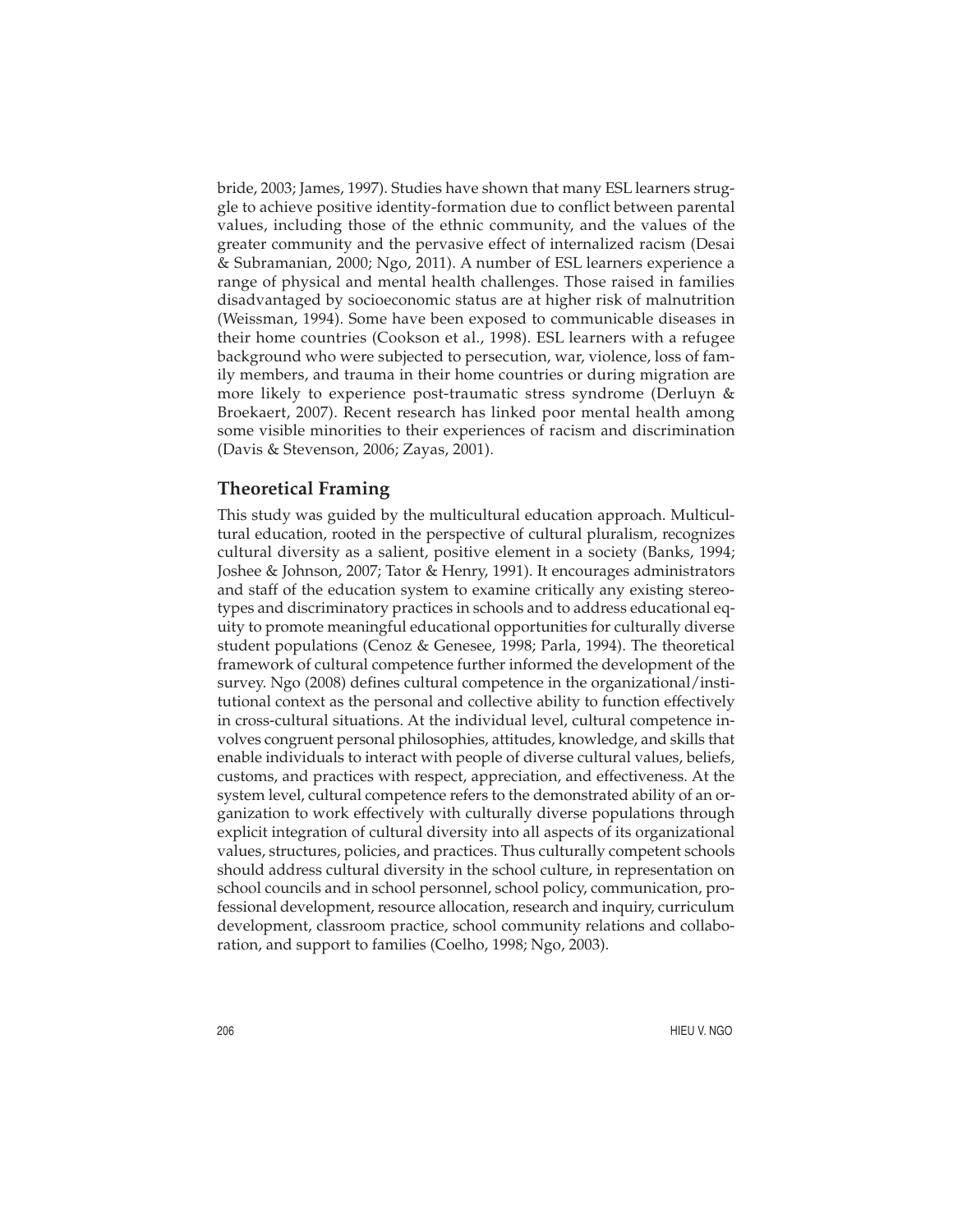bride, 2003; James, 1997). Studies have shown that many ESL learners struggle to achieve positive identity-formation due to conflict between parental values, including those of the ethnic community, and the values of the greater community and the pervasive effect of internalized racism (Desai & Subramanian, 2000; Ngo, 2011). A number of ESL learners experience a range of physical and mental health challenges. Those raised in families disadvantaged by socioeconomic status are at higher risk of malnutrition (Weissman, 1994). Some have been exposed to communicable diseases in their home countries (Cookson et al., 1998). ESL learners with a refugee background who were subjected to persecution, war, violence, loss of family members, and trauma in their home countries or during migration are more likely to experience post-traumatic stress syndrome (Derluyn & Broekaert, 2007). Recent research has linked poor mental health among some visible minorities to their experiences of racism and discrimination (Davis & Stevenson, 2006; Zayas, 2001).

## Theoretical Framing

This study was guided by the multicultural education approach. Multicultural education, rooted in the perspective of cultural pluralism, recognizes cultural diversity as a salient, positive element in a society (Banks, 1994; Joshee & Johnson, 2007; Tator & Henry, 1991). It encourages administrators and staff of the education system to examine critically any existing stereotypes and discriminatory practices in schools and to address educational equity to promote meaningful educational opportunities for culturally diverse student populations (Cenoz & Genesee, 1998; Parla, 1994). The theoretical framework of cultural competence further informed the development of the survey. Ngo (2008) defines cultural competence in the organizational/institutional context as the personal and collective ability to function effectively in cross-cultural situations. At the individual level, cultural competence involves congruent personal philosophies, attitudes, knowledge, and skills that enable individuals to interact with people of diverse cultural values, beliefs, customs, and practices with respect, appreciation, and effectiveness. At the system level, cultural competence refers to the demonstrated ability of an organization to work effectively with culturally diverse populations through explicit integration of cultural diversity into all aspects of its organizational values, structures, policies, and practices. Thus culturally competent schools should address cultural diversity in the school culture, in representation on school councils and in school personnel, school policy, communication, professional development, resource allocation, research and inquiry, curriculum development, classroom practice, school community relations and collaboration, and support to families (Coelho, 1998; Ngo, 2003).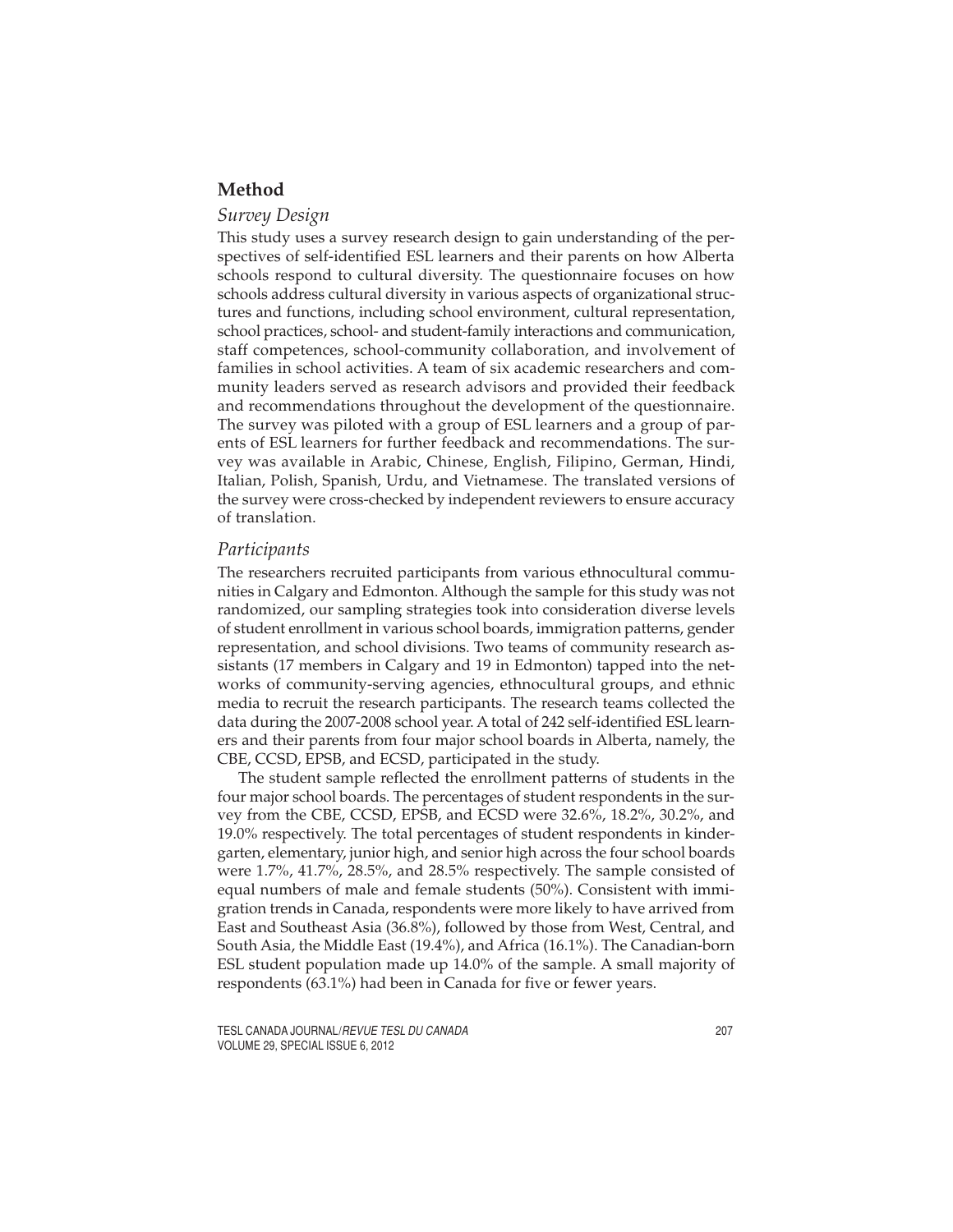## Method

### *Survey Design*

This study uses a survey research design to gain understanding of the perspectives of self-identified ESL learners and their parents on how Alberta schools respond to cultural diversity. The questionnaire focuses on how schools address cultural diversity in various aspects of organizational structures and functions, including school environment, cultural representation, school practices, school- and student-family interactions and communication, staff competences, school-community collaboration, and involvement of families in school activities. A team of six academic researchers and community leaders served as research advisors and provided their feedback and recommendations throughout the development of the questionnaire. The survey was piloted with a group of ESL learners and a group of parents of ESL learners for further feedback and recommendations. The survey was available in Arabic, Chinese, English, Filipino, German, Hindi, Italian, Polish, Spanish, Urdu, and Vietnamese. The translated versions of the survey were cross-checked by independent reviewers to ensure accuracy of translation.

### *Participants*

The researchers recruited participants from various ethnocultural communities in Calgary and Edmonton. Although the sample for this study was not randomized, our sampling strategies took into consideration diverse levels of student enrollment in various school boards, immigration patterns, gender representation, and school divisions. Two teams of community research assistants (17 members in Calgary and 19 in Edmonton) tapped into the networks of community-serving agencies, ethnocultural groups, and ethnic media to recruit the research participants. The research teams collected the data during the 2007-2008 school year. A total of 242 self-identified ESL learners and their parents from four major school boards in Alberta, namely, the CBE, CCSD, EPSB, and ECSD, participated in the study.

The student sample reflected the enrollment patterns of students in the four major school boards. The percentages of student respondents in the survey from the CBE, CCSD, EPSB, and ECSD were 32.6%, 18.2%, 30.2%, and 19.0% respectively. The total percentages of student respondents in kindergarten, elementary, junior high, and senior high across the four school boards were 1.7%, 41.7%, 28.5%, and 28.5% respectively. The sample consisted of equal numbers of male and female students (50%). Consistent with immigration trends in Canada, respondents were more likely to have arrived from East and Southeast Asia (36.8%), followed by those from West, Central, and South Asia, the Middle East (19.4%), and Africa (16.1%). The Canadian-born ESL student population made up 14.0% of the sample. A small majority of respondents (63.1%) had been in Canada for five or fewer years.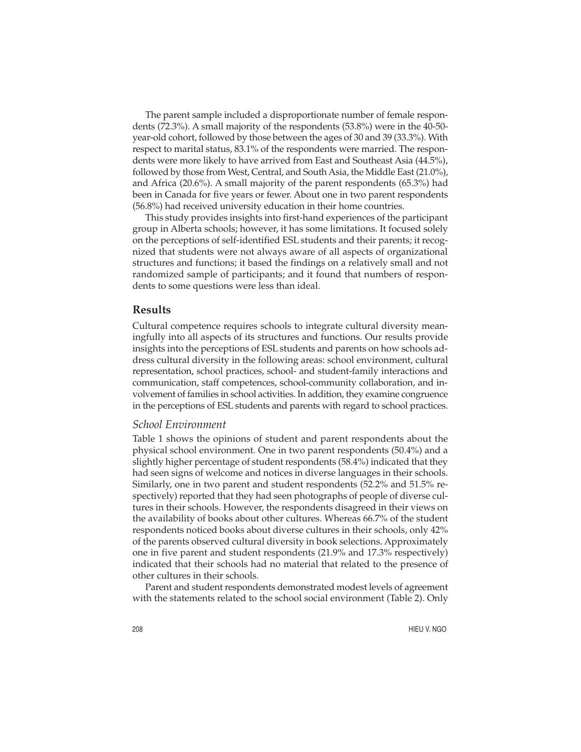The parent sample included a disproportionate number of female respondents (72.3%). A small majority of the respondents (53.8%) were in the 40-50-year-old cohort, followed by those between the ages of 30 and 39 (33.3%). With respect to marital status, 83.1% of the respondents were married. The respondents were more likely to have arrived from East and Southeast Asia (44.5%), followed by those from West, Central, and South Asia, the Middle East (21.0%), and Africa (20.6%). A small majority of the parent respondents (65.3%) had been in Canada for five years or fewer. About one in two parent respondents (56.8%) had received university education in their home countries.

This study provides insights into first-hand experiences of the participant group in Alberta schools; however, it has some limitations. It focused solely on the perceptions of self-identified ESL students and their parents; it recognized that students were not always aware of all aspects of organizational structures and functions; it based the findings on a relatively small and not randomized sample of participants; and it found that numbers of respondents to some questions were less than ideal.

## Results

Cultural competence requires schools to integrate cultural diversity meaningfully into all aspects of its structures and functions. Our results provide insights into the perceptions of ESL students and parents on how schools address cultural diversity in the following areas: school environment, cultural representation, school practices, school- and student-family interactions and communication, staff competences, school-community collaboration, and involvement of families in school activities. In addition, they examine congruence in the perceptions of ESL students and parents with regard to school practices.

### *School Environment*

Table 1 shows the opinions of student and parent respondents about the physical school environment. One in two parent respondents (50.4%) and a slightly higher percentage of student respondents (58.4%) indicated that they had seen signs of welcome and notices in diverse languages in their schools. Similarly, one in two parent and student respondents (52.2% and 51.5% respectively) reported that they had seen photographs of people of diverse cultures in their schools. However, the respondents disagreed in their views on the availability of books about other cultures. Whereas 66.7% of the student respondents noticed books about diverse cultures in their schools, only 42% of the parents observed cultural diversity in book selections. Approximately one in five parent and student respondents (21.9% and 17.3% respectively) indicated that their schools had no material that related to the presence of other cultures in their schools.

Parent and student respondents demonstrated modest levels of agreement with the statements related to the school social environment (Table 2). Only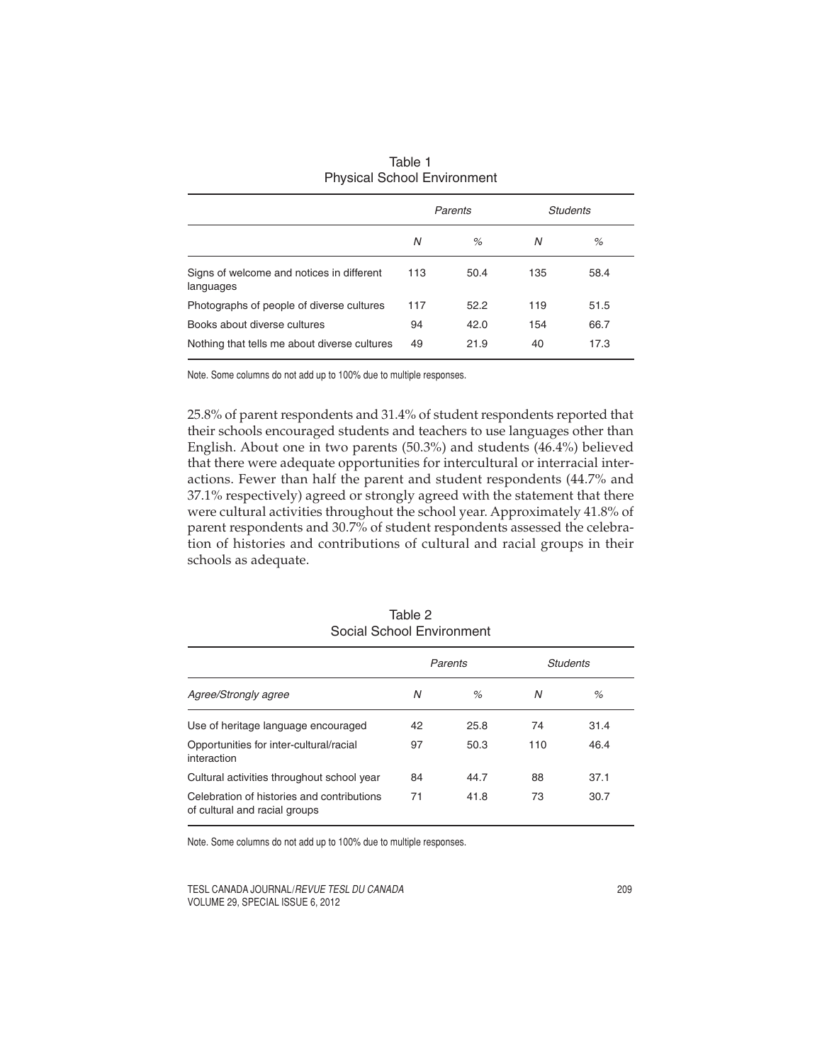Table 1
Physical School Environment

| | Parents | | Students | |
|---|---|---|---|---|
| | *N* | % | *N* | % |
| Signs of welcome and notices in different languages | 113 | 50.4 | 135 | 58.4 |
| Photographs of people of diverse cultures | 117 | 52.2 | 119 | 51.5 |
| Books about diverse cultures | 94 | 42.0 | 154 | 66.7 |
| Nothing that tells me about diverse cultures | 49 | 21.9 | 40 | 17.3 |

Note. Some columns do not add up to 100% due to multiple responses.

25.8% of parent respondents and 31.4% of student respondents reported that their schools encouraged students and teachers to use languages other than English. About one in two parents (50.3%) and students (46.4%) believed that there were adequate opportunities for intercultural or interracial interactions. Fewer than half the parent and student respondents (44.7% and 37.1% respectively) agreed or strongly agreed with the statement that there were cultural activities throughout the school year. Approximately 41.8% of parent respondents and 30.7% of student respondents assessed the celebration of histories and contributions of cultural and racial groups in their schools as adequate.

Table 2
Social School Environment

| | Parents | | Students | |
|---|---|---|---|---|
| *Agree/Strongly agree* | *N* | % | *N* | % |
| Use of heritage language encouraged | 42 | 25.8 | 74 | 31.4 |
| Opportunities for inter-cultural/racial interaction | 97 | 50.3 | 110 | 46.4 |
| Cultural activities throughout school year | 84 | 44.7 | 88 | 37.1 |
| Celebration of histories and contributions of cultural and racial groups | 71 | 41.8 | 73 | 30.7 |

Note. Some columns do not add up to 100% due to multiple responses.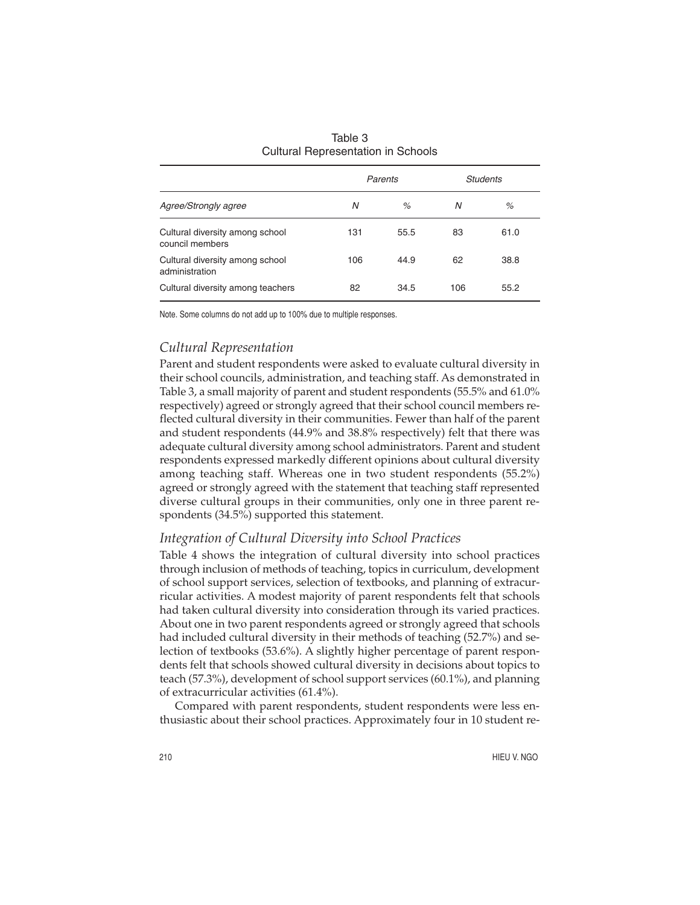Table 3
Cultural Representation in Schools

| | *Parents* | | *Students* | |
|---|---|---|---|---|
| *Agree/Strongly agree* | *N* | *%* | *N* | *%* |
| Cultural diversity among school council members | 131 | 55.5 | 83 | 61.0 |
| Cultural diversity among school administration | 106 | 44.9 | 62 | 38.8 |
| Cultural diversity among teachers | 82 | 34.5 | 106 | 55.2 |

Note. Some columns do not add up to 100% due to multiple responses.

### *Cultural Representation*

Parent and student respondents were asked to evaluate cultural diversity in their school councils, administration, and teaching staff. As demonstrated in Table 3, a small majority of parent and student respondents (55.5% and 61.0% respectively) agreed or strongly agreed that their school council members reflected cultural diversity in their communities. Fewer than half of the parent and student respondents (44.9% and 38.8% respectively) felt that there was adequate cultural diversity among school administrators. Parent and student respondents expressed markedly different opinions about cultural diversity among teaching staff. Whereas one in two student respondents (55.2%) agreed or strongly agreed with the statement that teaching staff represented diverse cultural groups in their communities, only one in three parent respondents (34.5%) supported this statement.

### *Integration of Cultural Diversity into School Practices*

Table 4 shows the integration of cultural diversity into school practices through inclusion of methods of teaching, topics in curriculum, development of school support services, selection of textbooks, and planning of extracurricular activities. A modest majority of parent respondents felt that schools had taken cultural diversity into consideration through its varied practices. About one in two parent respondents agreed or strongly agreed that schools had included cultural diversity in their methods of teaching (52.7%) and selection of textbooks (53.6%). A slightly higher percentage of parent respondents felt that schools showed cultural diversity in decisions about topics to teach (57.3%), development of school support services (60.1%), and planning of extracurricular activities (61.4%).

Compared with parent respondents, student respondents were less enthusiastic about their school practices. Approximately four in 10 student re-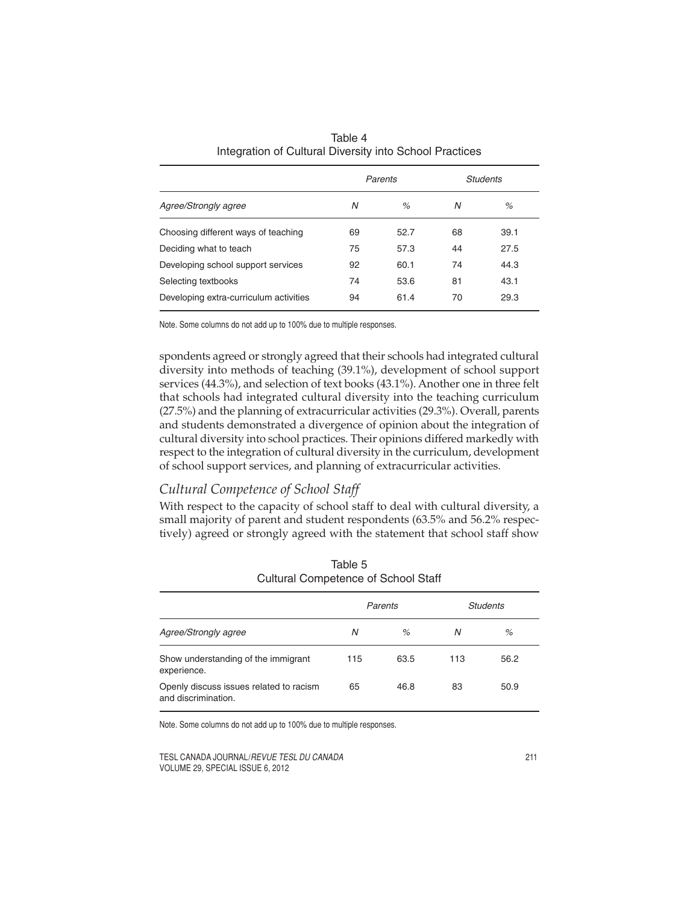Table 4
Integration of Cultural Diversity into School Practices

| | Parents | | Students | |
|---|---|---|---|---|
| *Agree/Strongly agree* | *N* | *%* | *N* | *%* |
| Choosing different ways of teaching | 69 | 52.7 | 68 | 39.1 |
| Deciding what to teach | 75 | 57.3 | 44 | 27.5 |
| Developing school support services | 92 | 60.1 | 74 | 44.3 |
| Selecting textbooks | 74 | 53.6 | 81 | 43.1 |
| Developing extra-curriculum activities | 94 | 61.4 | 70 | 29.3 |

Note. Some columns do not add up to 100% due to multiple responses.

spondents agreed or strongly agreed that their schools had integrated cultural diversity into methods of teaching (39.1%), development of school support services (44.3%), and selection of text books (43.1%). Another one in three felt that schools had integrated cultural diversity into the teaching curriculum (27.5%) and the planning of extracurricular activities (29.3%). Overall, parents and students demonstrated a divergence of opinion about the integration of cultural diversity into school practices. Their opinions differed markedly with respect to the integration of cultural diversity in the curriculum, development of school support services, and planning of extracurricular activities.

## *Cultural Competence of School Staff*

With respect to the capacity of school staff to deal with cultural diversity, a small majority of parent and student respondents (63.5% and 56.2% respectively) agreed or strongly agreed with the statement that school staff show

Table 5
Cultural Competence of School Staff

| | Parents | | Students | |
|---|---|---|---|---|
| *Agree/Strongly agree* | *N* | *%* | *N* | *%* |
| Show understanding of the immigrant experience. | 115 | 63.5 | 113 | 56.2 |
| Openly discuss issues related to racism and discrimination. | 65 | 46.8 | 83 | 50.9 |

Note. Some columns do not add up to 100% due to multiple responses.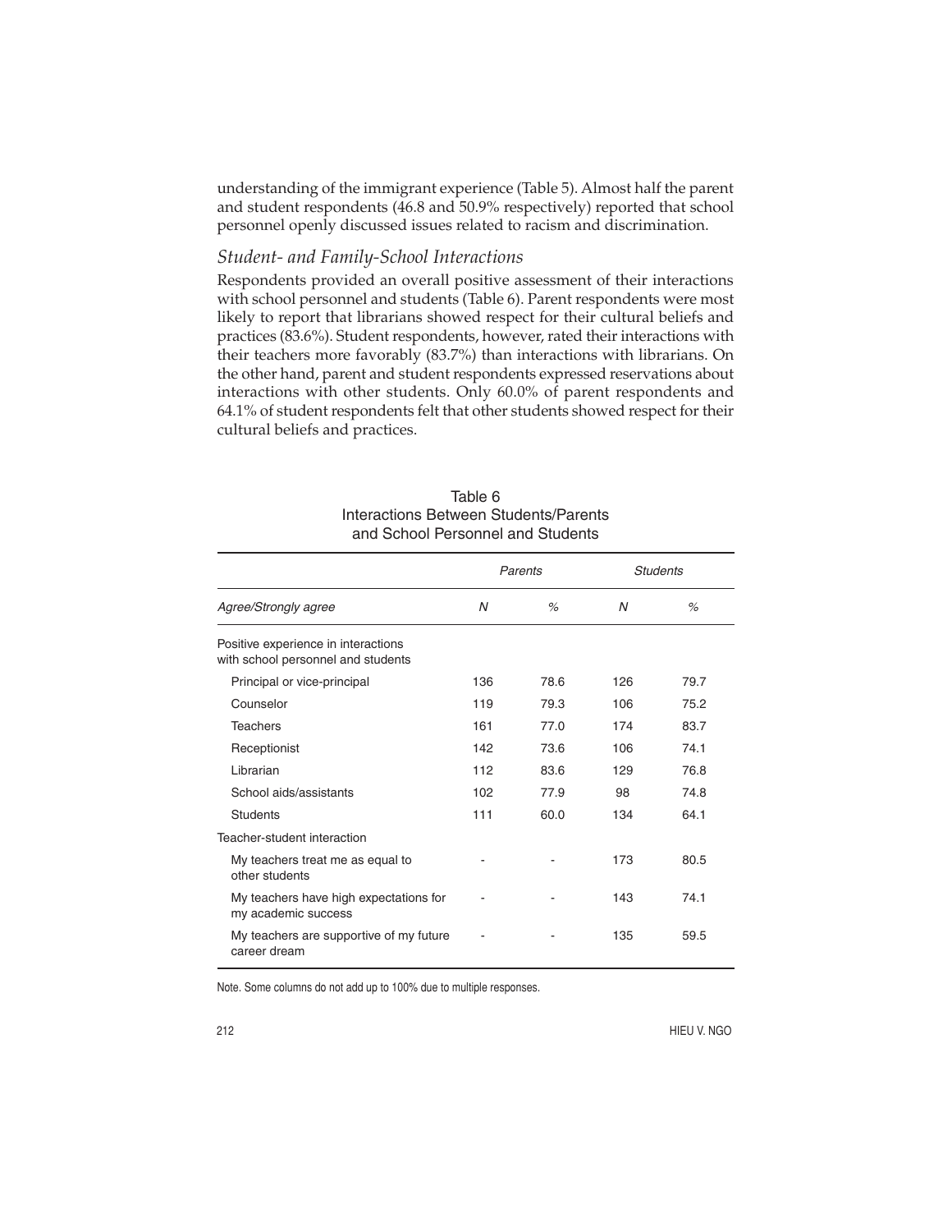understanding of the immigrant experience (Table 5). Almost half the parent and student respondents (46.8 and 50.9% respectively) reported that school personnel openly discussed issues related to racism and discrimination.

### *Student- and Family-School Interactions*

Respondents provided an overall positive assessment of their interactions with school personnel and students (Table 6). Parent respondents were most likely to report that librarians showed respect for their cultural beliefs and practices (83.6%). Student respondents, however, rated their interactions with their teachers more favorably (83.7%) than interactions with librarians. On the other hand, parent and student respondents expressed reservations about interactions with other students. Only 60.0% of parent respondents and 64.1% of student respondents felt that other students showed respect for their cultural beliefs and practices.

Table 6
Interactions Between Students/Parents and School Personnel and Students

| | *Parents* | | *Students* | |
|---|---|---|---|---|
| *Agree/Strongly agree* | *N* | *%* | *N* | *%* |
| Positive experience in interactions with school personnel and students | | | | |
| Principal or vice-principal | 136 | 78.6 | 126 | 79.7 |
| Counselor | 119 | 79.3 | 106 | 75.2 |
| Teachers | 161 | 77.0 | 174 | 83.7 |
| Receptionist | 142 | 73.6 | 106 | 74.1 |
| Librarian | 112 | 83.6 | 129 | 76.8 |
| School aids/assistants | 102 | 77.9 | 98 | 74.8 |
| Students | 111 | 60.0 | 134 | 64.1 |
| Teacher-student interaction | | | | |
| My teachers treat me as equal to other students | - | - | 173 | 80.5 |
| My teachers have high expectations for my academic success | - | - | 143 | 74.1 |
| My teachers are supportive of my future career dream | - | - | 135 | 59.5 |

Note. Some columns do not add up to 100% due to multiple responses.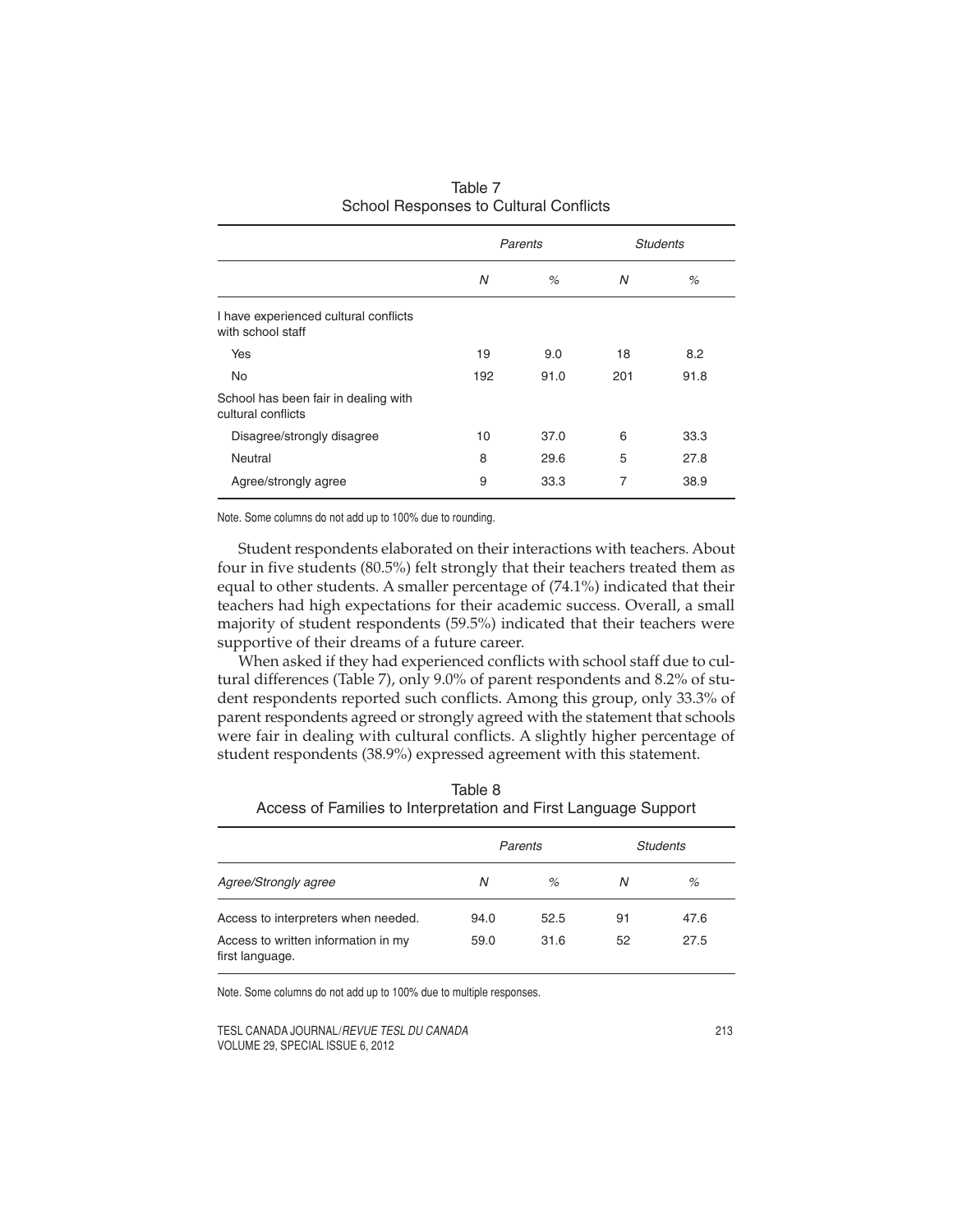Table 7
School Responses to Cultural Conflicts

| | *Parents* | | *Students* | |
|---|---|---|---|---|
| | *N* | *%* | *N* | *%* |
| I have experienced cultural conflicts with school staff | | | | |
| Yes | 19 | 9.0 | 18 | 8.2 |
| No | 192 | 91.0 | 201 | 91.8 |
| School has been fair in dealing with cultural conflicts | | | | |
| Disagree/strongly disagree | 10 | 37.0 | 6 | 33.3 |
| Neutral | 8 | 29.6 | 5 | 27.8 |
| Agree/strongly agree | 9 | 33.3 | 7 | 38.9 |

Note. Some columns do not add up to 100% due to rounding.

Student respondents elaborated on their interactions with teachers. About four in five students (80.5%) felt strongly that their teachers treated them as equal to other students. A smaller percentage of (74.1%) indicated that their teachers had high expectations for their academic success. Overall, a small majority of student respondents (59.5%) indicated that their teachers were supportive of their dreams of a future career.

When asked if they had experienced conflicts with school staff due to cultural differences (Table 7), only 9.0% of parent respondents and 8.2% of student respondents reported such conflicts. Among this group, only 33.3% of parent respondents agreed or strongly agreed with the statement that schools were fair in dealing with cultural conflicts. A slightly higher percentage of student respondents (38.9%) expressed agreement with this statement.

Table 8
Access of Families to Interpretation and First Language Support

| | *Parents* | | *Students* | |
|---|---|---|---|---|
| *Agree/Strongly agree* | *N* | *%* | *N* | *%* |
| Access to interpreters when needed. | 94.0 | 52.5 | 91 | 47.6 |
| Access to written information in my first language. | 59.0 | 31.6 | 52 | 27.5 |

Note. Some columns do not add up to 100% due to multiple responses.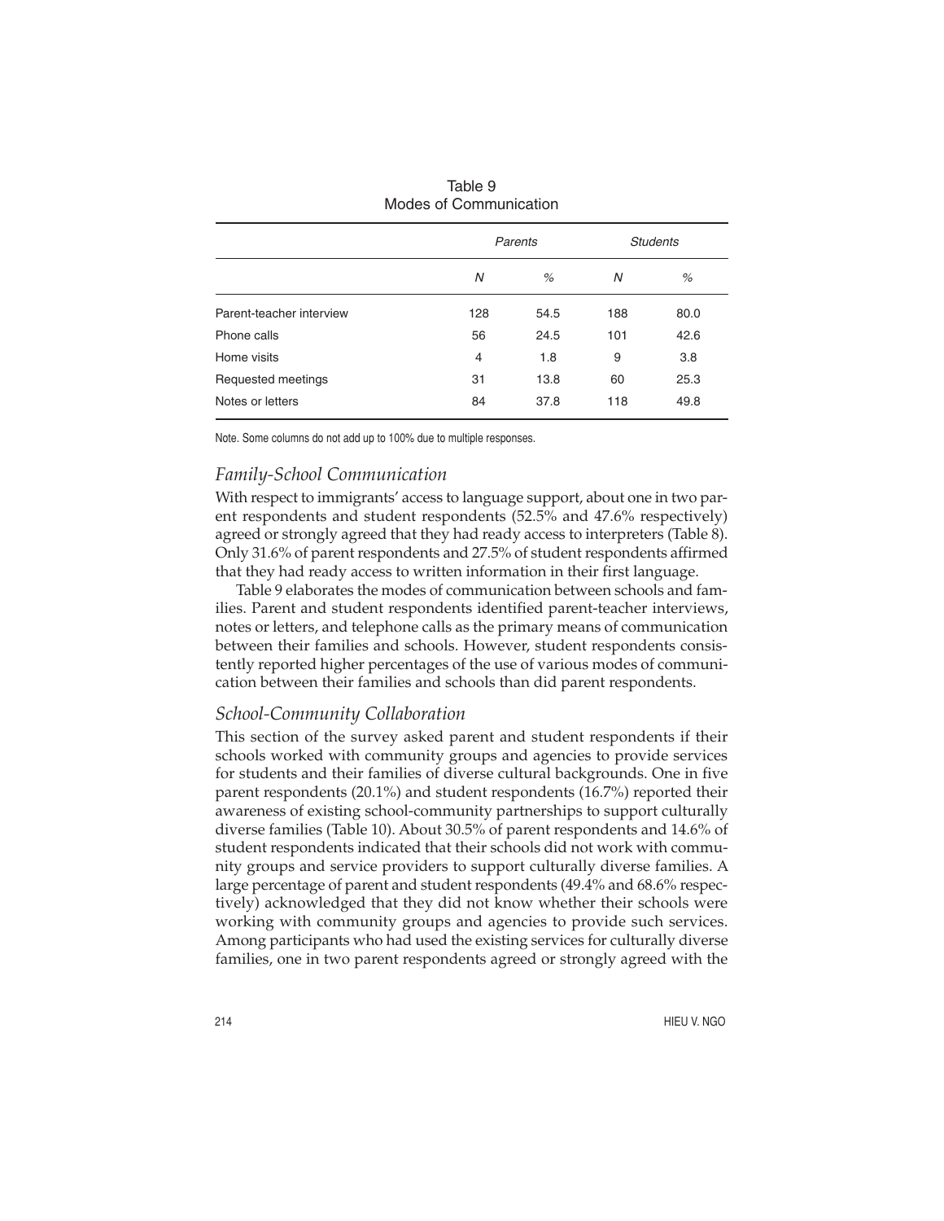Table 9
Modes of Communication

| | Parents | | Students | |
|---|---|---|---|---|
| | *N* | % | *N* | % |
| Parent-teacher interview | 128 | 54.5 | 188 | 80.0 |
| Phone calls | 56 | 24.5 | 101 | 42.6 |
| Home visits | 4 | 1.8 | 9 | 3.8 |
| Requested meetings | 31 | 13.8 | 60 | 25.3 |
| Notes or letters | 84 | 37.8 | 118 | 49.8 |

Note. Some columns do not add up to 100% due to multiple responses.

### *Family-School Communication*

With respect to immigrants' access to language support, about one in two parent respondents and student respondents (52.5% and 47.6% respectively) agreed or strongly agreed that they had ready access to interpreters (Table 8). Only 31.6% of parent respondents and 27.5% of student respondents affirmed that they had ready access to written information in their first language.

Table 9 elaborates the modes of communication between schools and families. Parent and student respondents identified parent-teacher interviews, notes or letters, and telephone calls as the primary means of communication between their families and schools. However, student respondents consistently reported higher percentages of the use of various modes of communication between their families and schools than did parent respondents.

### *School-Community Collaboration*

This section of the survey asked parent and student respondents if their schools worked with community groups and agencies to provide services for students and their families of diverse cultural backgrounds. One in five parent respondents (20.1%) and student respondents (16.7%) reported their awareness of existing school-community partnerships to support culturally diverse families (Table 10). About 30.5% of parent respondents and 14.6% of student respondents indicated that their schools did not work with community groups and service providers to support culturally diverse families. A large percentage of parent and student respondents (49.4% and 68.6% respectively) acknowledged that they did not know whether their schools were working with community groups and agencies to provide such services. Among participants who had used the existing services for culturally diverse families, one in two parent respondents agreed or strongly agreed with the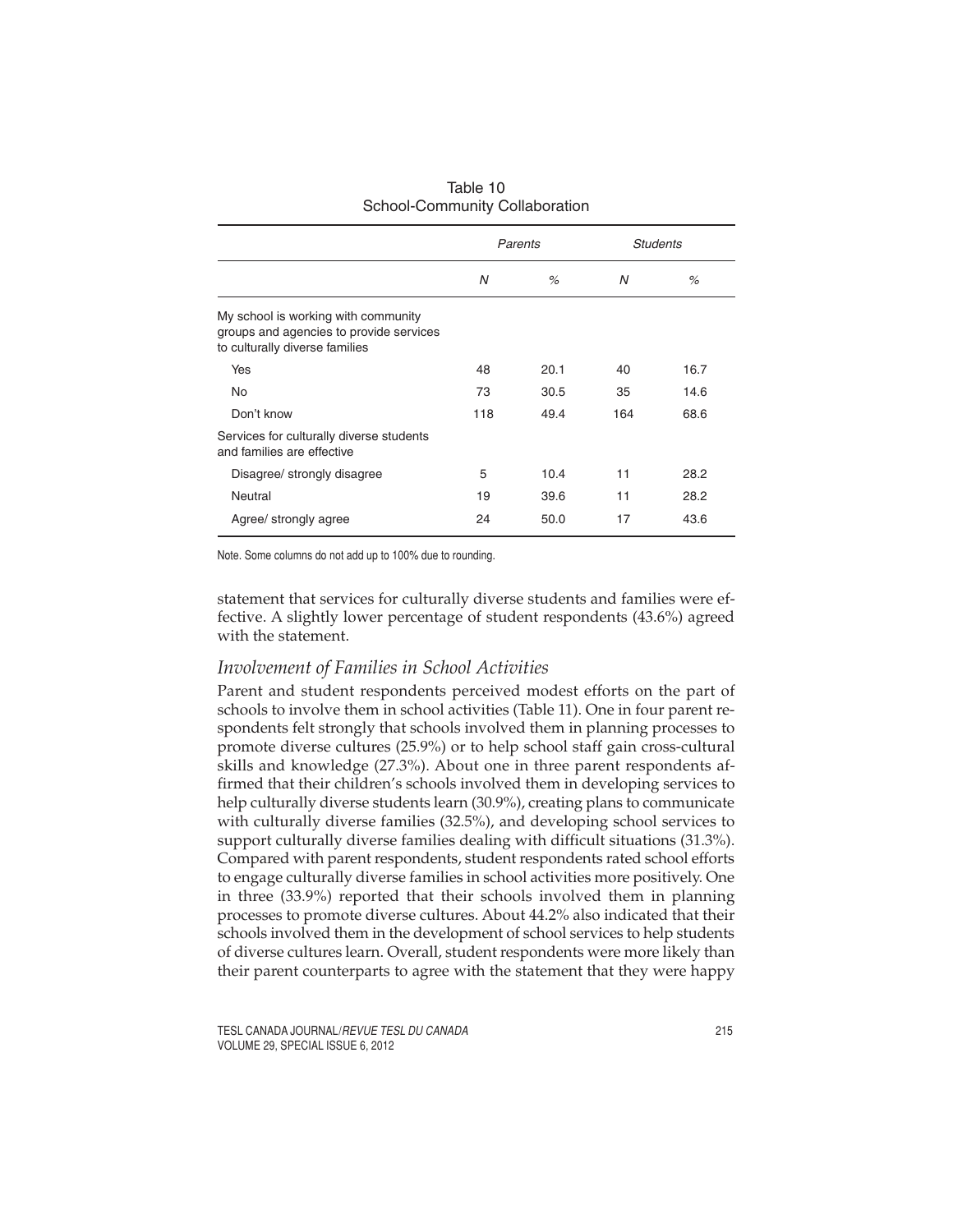Table 10
School-Community Collaboration

| | Parents | | Students | |
|---|---|---|---|---|
| | *N* | % | *N* | % |
| My school is working with community groups and agencies to provide services to culturally diverse families | | | | |
| Yes | 48 | 20.1 | 40 | 16.7 |
| No | 73 | 30.5 | 35 | 14.6 |
| Don't know | 118 | 49.4 | 164 | 68.6 |
| Services for culturally diverse students and families are effective | | | | |
| Disagree/ strongly disagree | 5 | 10.4 | 11 | 28.2 |
| Neutral | 19 | 39.6 | 11 | 28.2 |
| Agree/ strongly agree | 24 | 50.0 | 17 | 43.6 |

Note. Some columns do not add up to 100% due to rounding.

statement that services for culturally diverse students and families were effective. A slightly lower percentage of student respondents (43.6%) agreed with the statement.

### *Involvement of Families in School Activities*

Parent and student respondents perceived modest efforts on the part of schools to involve them in school activities (Table 11). One in four parent respondents felt strongly that schools involved them in planning processes to promote diverse cultures (25.9%) or to help school staff gain cross-cultural skills and knowledge (27.3%). About one in three parent respondents affirmed that their children's schools involved them in developing services to help culturally diverse students learn (30.9%), creating plans to communicate with culturally diverse families (32.5%), and developing school services to support culturally diverse families dealing with difficult situations (31.3%). Compared with parent respondents, student respondents rated school efforts to engage culturally diverse families in school activities more positively. One in three (33.9%) reported that their schools involved them in planning processes to promote diverse cultures. About 44.2% also indicated that their schools involved them in the development of school services to help students of diverse cultures learn. Overall, student respondents were more likely than their parent counterparts to agree with the statement that they were happy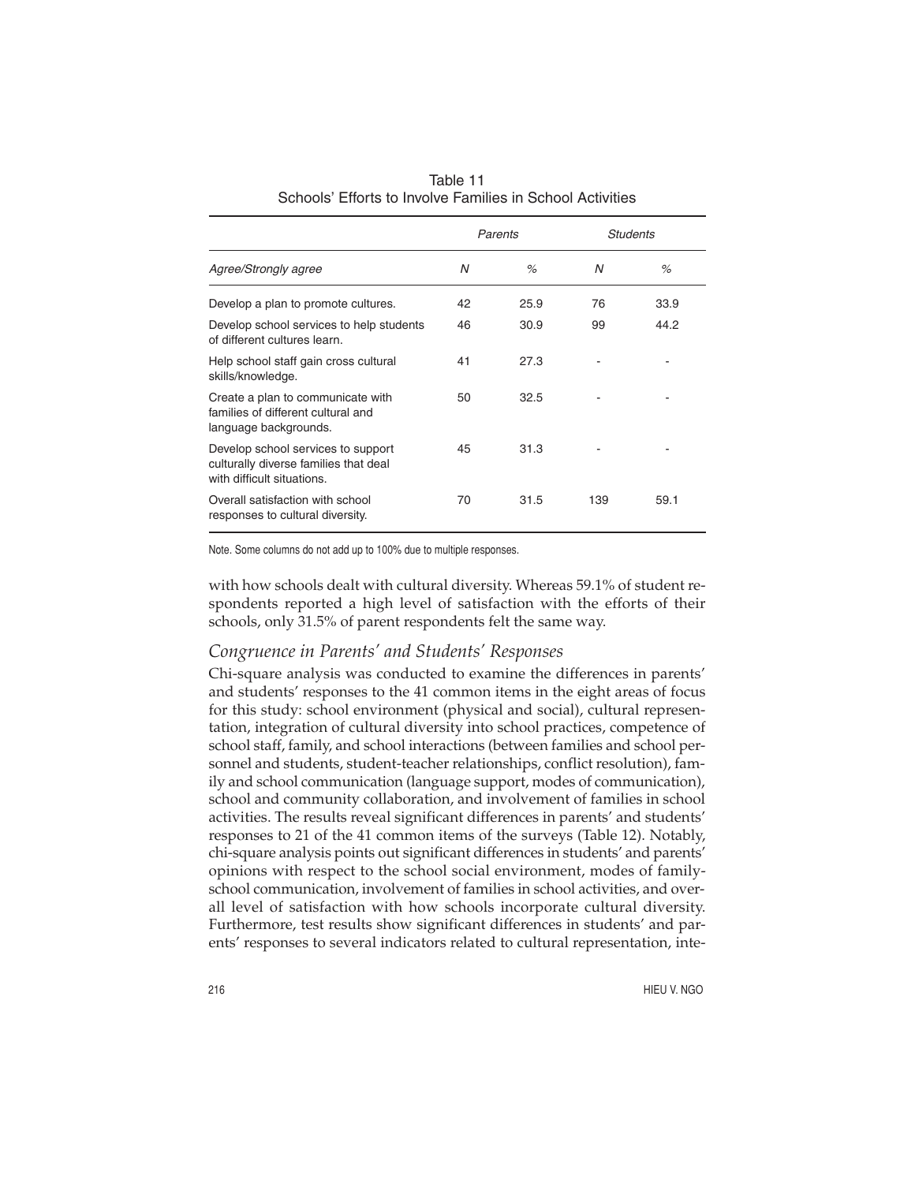Table 11
Schools' Efforts to Involve Families in School Activities

| | *Parents* | | *Students* | |
|---|---|---|---|---|
| *Agree/Strongly agree* | *N* | *%* | *N* | *%* |
| Develop a plan to promote cultures. | 42 | 25.9 | 76 | 33.9 |
| Develop school services to help students of different cultures learn. | 46 | 30.9 | 99 | 44.2 |
| Help school staff gain cross cultural skills/knowledge. | 41 | 27.3 | - | - |
| Create a plan to communicate with families of different cultural and language backgrounds. | 50 | 32.5 | - | - |
| Develop school services to support culturally diverse families that deal with difficult situations. | 45 | 31.3 | - | - |
| Overall satisfaction with school responses to cultural diversity. | 70 | 31.5 | 139 | 59.1 |

Note. Some columns do not add up to 100% due to multiple responses.

with how schools dealt with cultural diversity. Whereas 59.1% of student respondents reported a high level of satisfaction with the efforts of their schools, only 31.5% of parent respondents felt the same way.

### *Congruence in Parents' and Students' Responses*

Chi-square analysis was conducted to examine the differences in parents' and students' responses to the 41 common items in the eight areas of focus for this study: school environment (physical and social), cultural representation, integration of cultural diversity into school practices, competence of school staff, family, and school interactions (between families and school personnel and students, student-teacher relationships, conflict resolution), family and school communication (language support, modes of communication), school and community collaboration, and involvement of families in school activities. The results reveal significant differences in parents' and students' responses to 21 of the 41 common items of the surveys (Table 12). Notably, chi-square analysis points out significant differences in students' and parents' opinions with respect to the school social environment, modes of family-school communication, involvement of families in school activities, and overall level of satisfaction with how schools incorporate cultural diversity. Furthermore, test results show significant differences in students' and parents' responses to several indicators related to cultural representation, inte-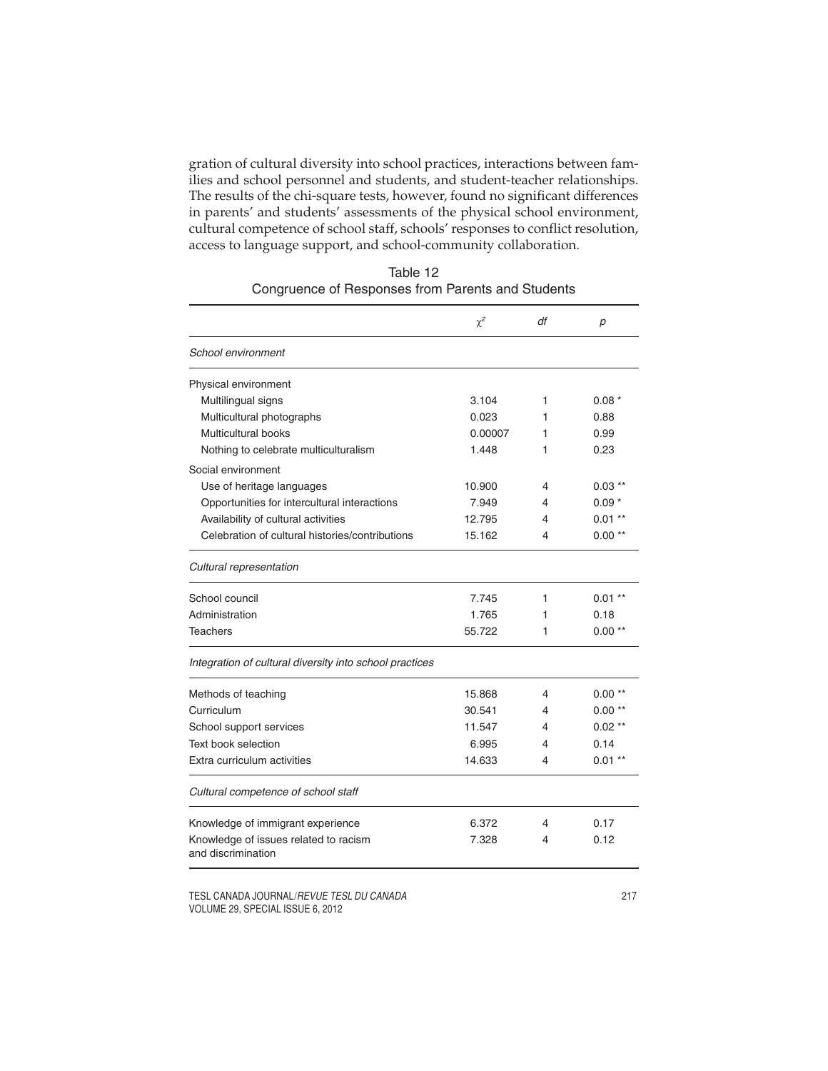gration of cultural diversity into school practices, interactions between families and school personnel and students, and student-teacher relationships. The results of the chi-square tests, however, found no significant differences in parents' and students' assessments of the physical school environment, cultural competence of school staff, schools' responses to conflict resolution, access to language support, and school-community collaboration.

Table 12
Congruence of Responses from Parents and Students

| | $\chi^2$ | *df* | *p* |
|---|---|---|---|
| *School environment* | | | |
| Physical environment | | | |
| Multilingual signs | 3.104 | 1 | 0.08 * |
| Multicultural photographs | 0.023 | 1 | 0.88 |
| Multicultural books | 0.00007 | 1 | 0.99 |
| Nothing to celebrate multiculturalism | 1.448 | 1 | 0.23 |
| Social environment | | | |
| Use of heritage languages | 10.900 | 4 | 0.03 ** |
| Opportunities for intercultural interactions | 7.949 | 4 | 0.09 * |
| Availability of cultural activities | 12.795 | 4 | 0.01 ** |
| Celebration of cultural histories/contributions | 15.162 | 4 | 0.00 ** |
| *Cultural representation* | | | |
| School council | 7.745 | 1 | 0.01 ** |
| Administration | 1.765 | 1 | 0.18 |
| Teachers | 55.722 | 1 | 0.00 ** |
| *Integration of cultural diversity into school practices* | | | |
| Methods of teaching | 15.868 | 4 | 0.00 ** |
| Curriculum | 30.541 | 4 | 0.00 ** |
| School support services | 11.547 | 4 | 0.02 ** |
| Text book selection | 6.995 | 4 | 0.14 |
| Extra curriculum activities | 14.633 | 4 | 0.01 ** |
| *Cultural competence of school staff* | | | |
| Knowledge of immigrant experience | 6.372 | 4 | 0.17 |
| Knowledge of issues related to racism and discrimination | 7.328 | 4 | 0.12 |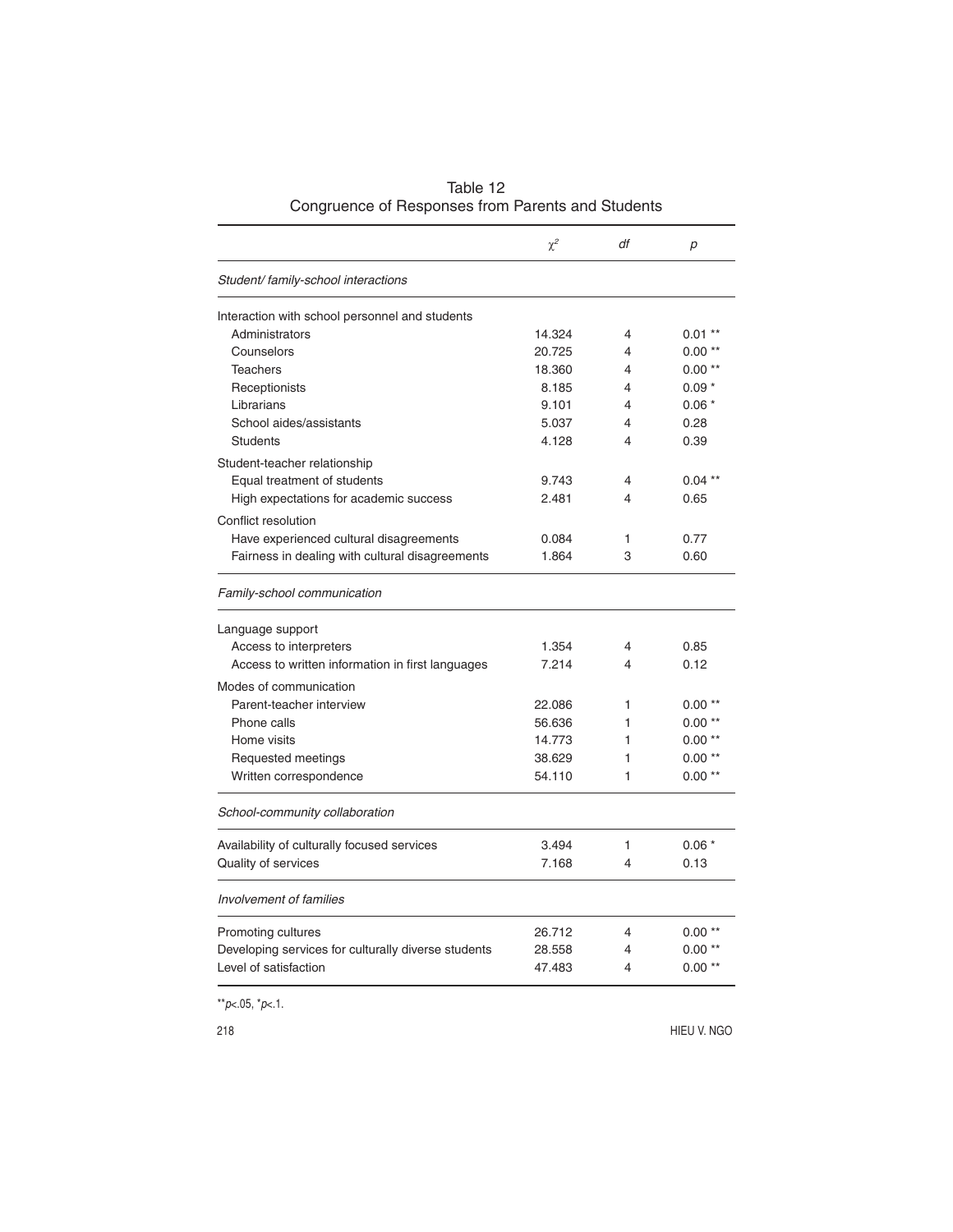Table 12
Congruence of Responses from Parents and Students

| | $\chi^2$ | *df* | *p* |
|---|---|---|---|
| *Student/ family-school interactions* | | | |
| Interaction with school personnel and students | | | |
| Administrators | 14.324 | 4 | 0.01 ** |
| Counselors | 20.725 | 4 | 0.00 ** |
| Teachers | 18.360 | 4 | 0.00 ** |
| Receptionists | 8.185 | 4 | 0.09 * |
| Librarians | 9.101 | 4 | 0.06 * |
| School aides/assistants | 5.037 | 4 | 0.28 |
| Students | 4.128 | 4 | 0.39 |
| Student-teacher relationship | | | |
| Equal treatment of students | 9.743 | 4 | 0.04 ** |
| High expectations for academic success | 2.481 | 4 | 0.65 |
| Conflict resolution | | | |
| Have experienced cultural disagreements | 0.084 | 1 | 0.77 |
| Fairness in dealing with cultural disagreements | 1.864 | 3 | 0.60 |
| *Family-school communication* | | | |
| Language support | | | |
| Access to interpreters | 1.354 | 4 | 0.85 |
| Access to written information in first languages | 7.214 | 4 | 0.12 |
| Modes of communication | | | |
| Parent-teacher interview | 22.086 | 1 | 0.00 ** |
| Phone calls | 56.636 | 1 | 0.00 ** |
| Home visits | 14.773 | 1 | 0.00 ** |
| Requested meetings | 38.629 | 1 | 0.00 ** |
| Written correspondence | 54.110 | 1 | 0.00 ** |
| *School-community collaboration* | | | |
| Availability of culturally focused services | 3.494 | 1 | 0.06 * |
| Quality of services | 7.168 | 4 | 0.13 |
| *Involvement of families* | | | |
| Promoting cultures | 26.712 | 4 | 0.00 ** |
| Developing services for culturally diverse students | 28.558 | 4 | 0.00 ** |
| Level of satisfaction | 47.483 | 4 | 0.00 ** |

**$p<.05$, *$p<.1$.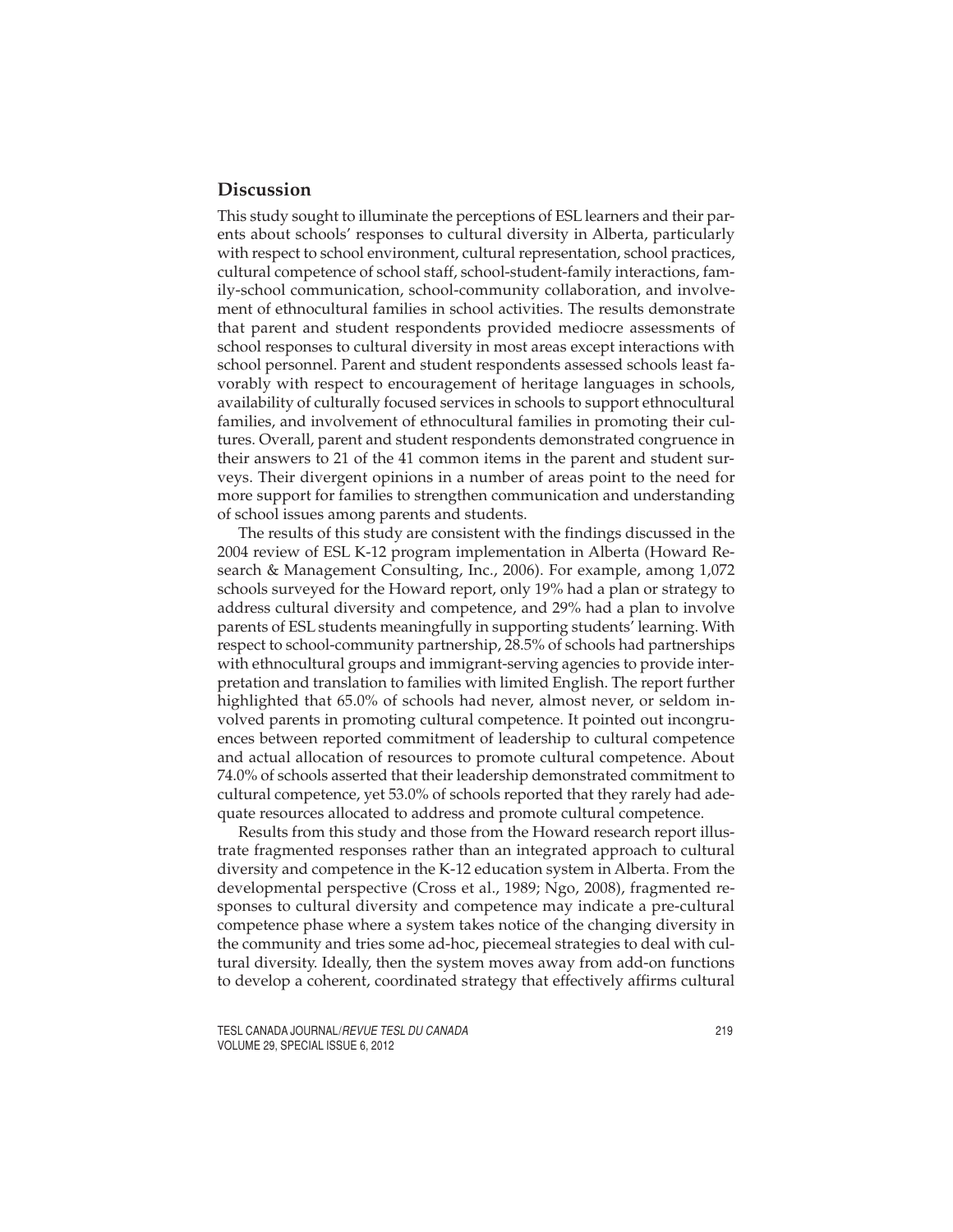## Discussion

This study sought to illuminate the perceptions of ESL learners and their parents about schools' responses to cultural diversity in Alberta, particularly with respect to school environment, cultural representation, school practices, cultural competence of school staff, school-student-family interactions, family-school communication, school-community collaboration, and involvement of ethnocultural families in school activities. The results demonstrate that parent and student respondents provided mediocre assessments of school responses to cultural diversity in most areas except interactions with school personnel. Parent and student respondents assessed schools least favorably with respect to encouragement of heritage languages in schools, availability of culturally focused services in schools to support ethnocultural families, and involvement of ethnocultural families in promoting their cultures. Overall, parent and student respondents demonstrated congruence in their answers to 21 of the 41 common items in the parent and student surveys. Their divergent opinions in a number of areas point to the need for more support for families to strengthen communication and understanding of school issues among parents and students.

The results of this study are consistent with the findings discussed in the 2004 review of ESL K-12 program implementation in Alberta (Howard Research & Management Consulting, Inc., 2006). For example, among 1,072 schools surveyed for the Howard report, only 19% had a plan or strategy to address cultural diversity and competence, and 29% had a plan to involve parents of ESL students meaningfully in supporting students' learning. With respect to school-community partnership, 28.5% of schools had partnerships with ethnocultural groups and immigrant-serving agencies to provide interpretation and translation to families with limited English. The report further highlighted that 65.0% of schools had never, almost never, or seldom involved parents in promoting cultural competence. It pointed out incongruences between reported commitment of leadership to cultural competence and actual allocation of resources to promote cultural competence. About 74.0% of schools asserted that their leadership demonstrated commitment to cultural competence, yet 53.0% of schools reported that they rarely had adequate resources allocated to address and promote cultural competence.

Results from this study and those from the Howard research report illustrate fragmented responses rather than an integrated approach to cultural diversity and competence in the K-12 education system in Alberta. From the developmental perspective (Cross et al., 1989; Ngo, 2008), fragmented responses to cultural diversity and competence may indicate a pre-cultural competence phase where a system takes notice of the changing diversity in the community and tries some ad-hoc, piecemeal strategies to deal with cultural diversity. Ideally, then the system moves away from add-on functions to develop a coherent, coordinated strategy that effectively affirms cultural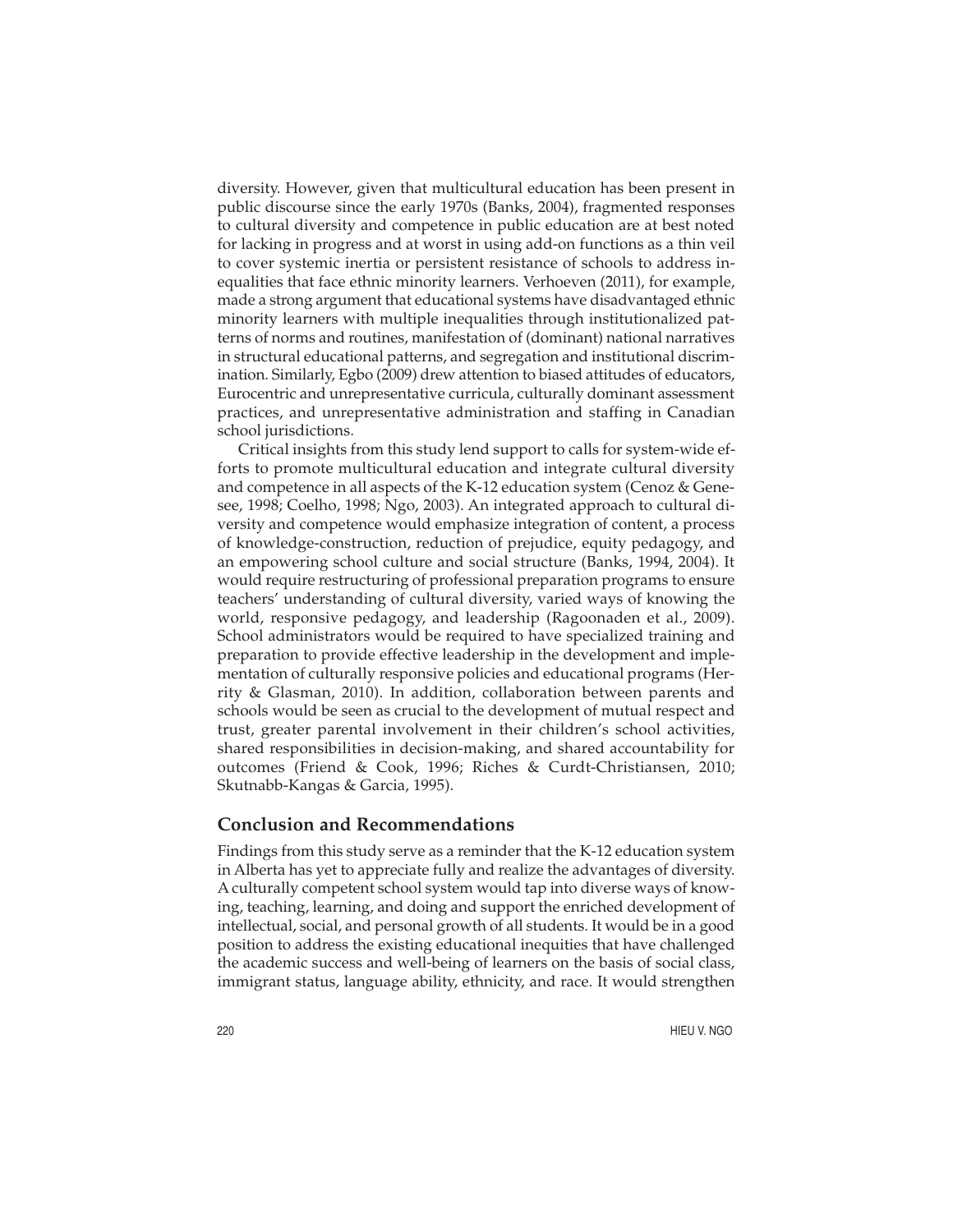diversity. However, given that multicultural education has been present in public discourse since the early 1970s (Banks, 2004), fragmented responses to cultural diversity and competence in public education are at best noted for lacking in progress and at worst in using add-on functions as a thin veil to cover systemic inertia or persistent resistance of schools to address inequalities that face ethnic minority learners. Verhoeven (2011), for example, made a strong argument that educational systems have disadvantaged ethnic minority learners with multiple inequalities through institutionalized patterns of norms and routines, manifestation of (dominant) national narratives in structural educational patterns, and segregation and institutional discrimination. Similarly, Egbo (2009) drew attention to biased attitudes of educators, Eurocentric and unrepresentative curricula, culturally dominant assessment practices, and unrepresentative administration and staffing in Canadian school jurisdictions.

Critical insights from this study lend support to calls for system-wide efforts to promote multicultural education and integrate cultural diversity and competence in all aspects of the K-12 education system (Cenoz & Genesee, 1998; Coelho, 1998; Ngo, 2003). An integrated approach to cultural diversity and competence would emphasize integration of content, a process of knowledge-construction, reduction of prejudice, equity pedagogy, and an empowering school culture and social structure (Banks, 1994, 2004). It would require restructuring of professional preparation programs to ensure teachers' understanding of cultural diversity, varied ways of knowing the world, responsive pedagogy, and leadership (Ragoonaden et al., 2009). School administrators would be required to have specialized training and preparation to provide effective leadership in the development and implementation of culturally responsive policies and educational programs (Herrity & Glasman, 2010). In addition, collaboration between parents and schools would be seen as crucial to the development of mutual respect and trust, greater parental involvement in their children's school activities, shared responsibilities in decision-making, and shared accountability for outcomes (Friend & Cook, 1996; Riches & Curdt-Christiansen, 2010; Skutnabb-Kangas & Garcia, 1995).

## Conclusion and Recommendations

Findings from this study serve as a reminder that the K-12 education system in Alberta has yet to appreciate fully and realize the advantages of diversity. A culturally competent school system would tap into diverse ways of knowing, teaching, learning, and doing and support the enriched development of intellectual, social, and personal growth of all students. It would be in a good position to address the existing educational inequities that have challenged the academic success and well-being of learners on the basis of social class, immigrant status, language ability, ethnicity, and race. It would strengthen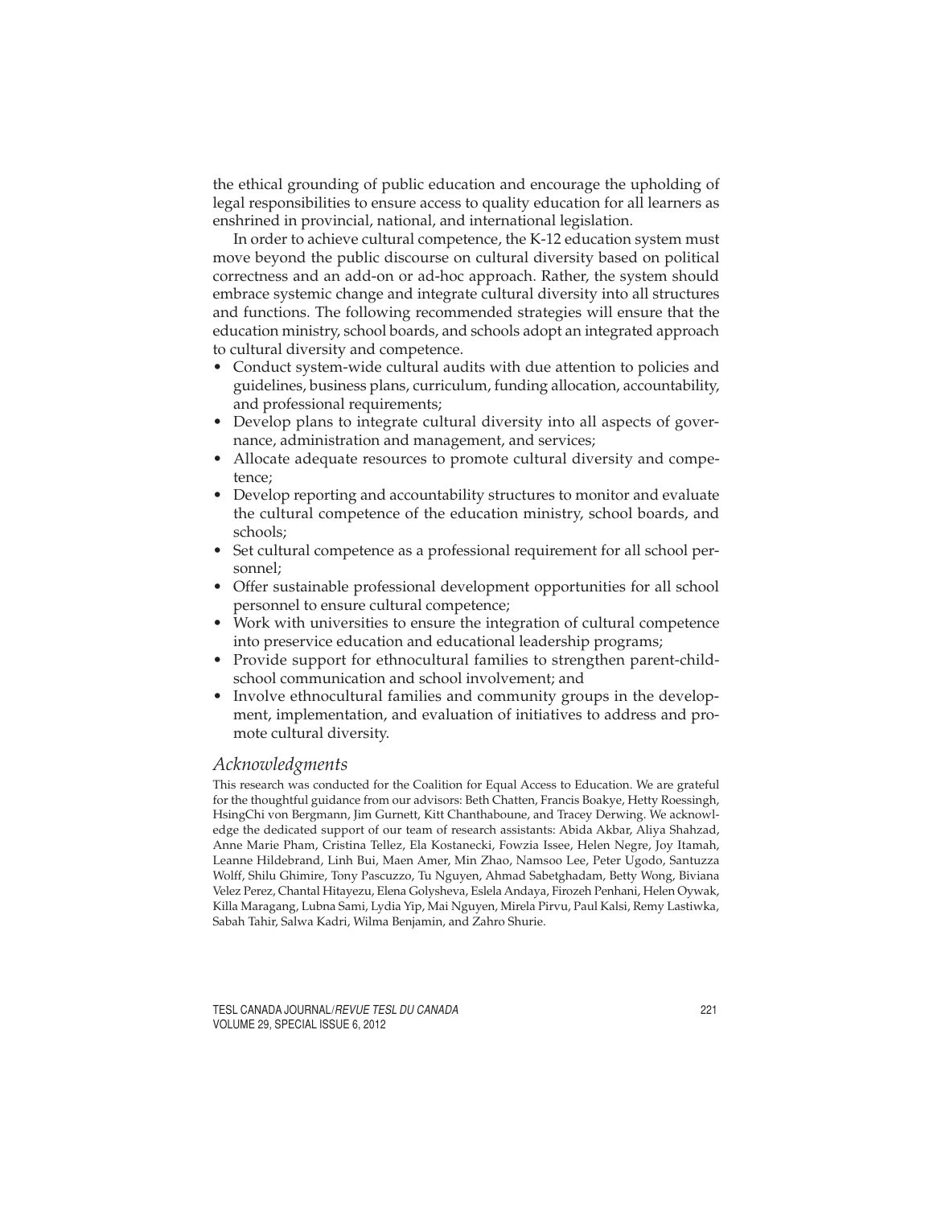the ethical grounding of public education and encourage the upholding of legal responsibilities to ensure access to quality education for all learners as enshrined in provincial, national, and international legislation.

In order to achieve cultural competence, the K-12 education system must move beyond the public discourse on cultural diversity based on political correctness and an add-on or ad-hoc approach. Rather, the system should embrace systemic change and integrate cultural diversity into all structures and functions. The following recommended strategies will ensure that the education ministry, school boards, and schools adopt an integrated approach to cultural diversity and competence.

- Conduct system-wide cultural audits with due attention to policies and guidelines, business plans, curriculum, funding allocation, accountability, and professional requirements;
- Develop plans to integrate cultural diversity into all aspects of governance, administration and management, and services;
- Allocate adequate resources to promote cultural diversity and competence;
- Develop reporting and accountability structures to monitor and evaluate the cultural competence of the education ministry, school boards, and schools;
- Set cultural competence as a professional requirement for all school personnel;
- Offer sustainable professional development opportunities for all school personnel to ensure cultural competence;
- Work with universities to ensure the integration of cultural competence into preservice education and educational leadership programs;
- Provide support for ethnocultural families to strengthen parent-child-school communication and school involvement; and
- Involve ethnocultural families and community groups in the development, implementation, and evaluation of initiatives to address and promote cultural diversity.

## *Acknowledgments*

This research was conducted for the Coalition for Equal Access to Education. We are grateful for the thoughtful guidance from our advisors: Beth Chatten, Francis Boakye, Hetty Roessingh, HsingChi von Bergmann, Jim Gurnett, Kitt Chanthaboune, and Tracey Derwing. We acknowledge the dedicated support of our team of research assistants: Abida Akbar, Aliya Shahzad, Anne Marie Pham, Cristina Tellez, Ela Kostanecki, Fowzia Issee, Helen Negre, Joy Itamah, Leanne Hildebrand, Linh Bui, Maen Amer, Min Zhao, Namsoo Lee, Peter Ugodo, Santuzza Wolff, Shilu Ghimire, Tony Pascuzzo, Tu Nguyen, Ahmad Sabetghadam, Betty Wong, Biviana Velez Perez, Chantal Hitayezu, Elena Golysheva, Eslela Andaya, Firozeh Penhani, Helen Oywak, Killa Maragang, Lubna Sami, Lydia Yip, Mai Nguyen, Mirela Pirvu, Paul Kalsi, Remy Lastiwka, Sabah Tahir, Salwa Kadri, Wilma Benjamin, and Zahro Shurie.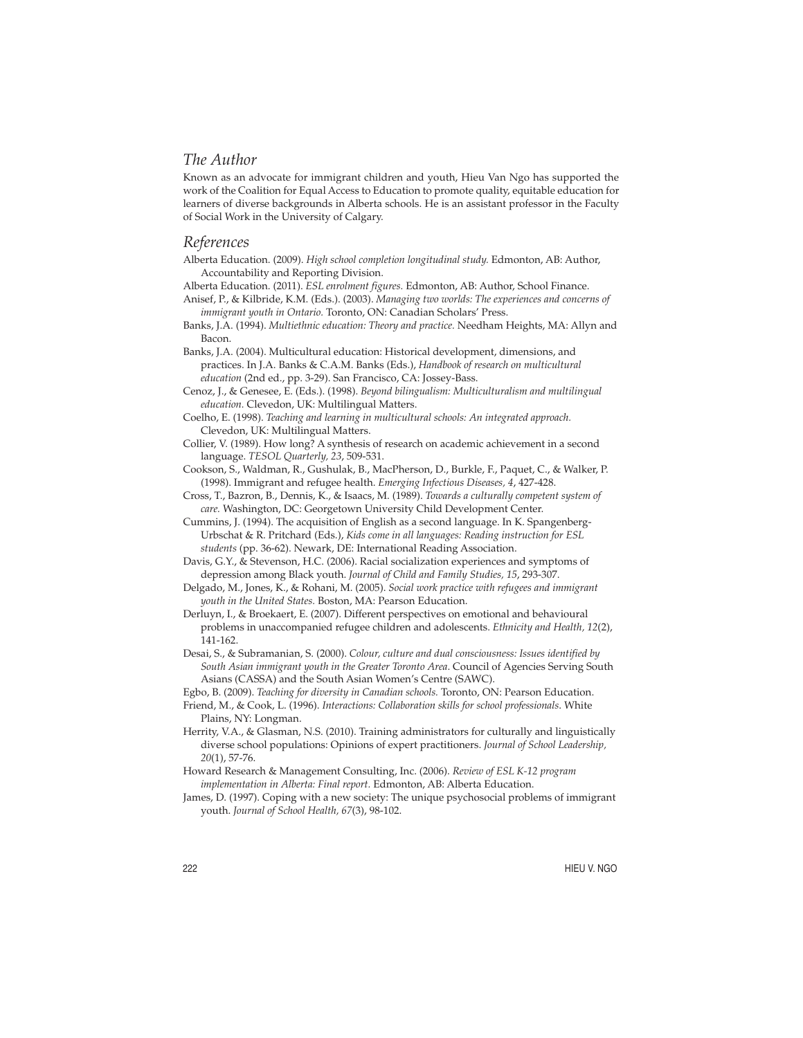## *The Author*

Known as an advocate for immigrant children and youth, Hieu Van Ngo has supported the work of the Coalition for Equal Access to Education to promote quality, equitable education for learners of diverse backgrounds in Alberta schools. He is an assistant professor in the Faculty of Social Work in the University of Calgary.

## *References*

Alberta Education. (2009). *High school completion longitudinal study.* Edmonton, AB: Author, Accountability and Reporting Division.

Alberta Education. (2011). *ESL enrolment figures.* Edmonton, AB: Author, School Finance.

Anisef, P., & Kilbride, K.M. (Eds.). (2003). *Managing two worlds: The experiences and concerns of immigrant youth in Ontario.* Toronto, ON: Canadian Scholars' Press.

Banks, J.A. (1994). *Multiethnic education: Theory and practice.* Needham Heights, MA: Allyn and Bacon.

Banks, J.A. (2004). Multicultural education: Historical development, dimensions, and practices. In J.A. Banks & C.A.M. Banks (Eds.), *Handbook of research on multicultural education* (2nd ed., pp. 3-29). San Francisco, CA: Jossey-Bass.

Cenoz, J., & Genesee, E. (Eds.). (1998). *Beyond bilingualism: Multiculturalism and multilingual education.* Clevedon, UK: Multilingual Matters.

Coelho, E. (1998). *Teaching and learning in multicultural schools: An integrated approach.* Clevedon, UK: Multilingual Matters.

Collier, V. (1989). How long? A synthesis of research on academic achievement in a second language. *TESOL Quarterly, 23*, 509-531.

Cookson, S., Waldman, R., Gushulak, B., MacPherson, D., Burkle, F., Paquet, C., & Walker, P. (1998). Immigrant and refugee health. *Emerging Infectious Diseases, 4*, 427-428.

Cross, T., Bazron, B., Dennis, K., & Isaacs, M. (1989). *Towards a culturally competent system of care.* Washington, DC: Georgetown University Child Development Center.

Cummins, J. (1994). The acquisition of English as a second language. In K. Spangenberg-Urbschat & R. Pritchard (Eds.), *Kids come in all languages: Reading instruction for ESL students* (pp. 36-62). Newark, DE: International Reading Association.

Davis, G.Y., & Stevenson, H.C. (2006). Racial socialization experiences and symptoms of depression among Black youth. *Journal of Child and Family Studies, 15*, 293-307.

Delgado, M., Jones, K., & Rohani, M. (2005). *Social work practice with refugees and immigrant youth in the United States.* Boston, MA: Pearson Education.

Derluyn, I., & Broekaert, E. (2007). Different perspectives on emotional and behavioural problems in unaccompanied refugee children and adolescents. *Ethnicity and Health, 12*(2), 141-162.

Desai, S., & Subramanian, S. (2000). *Colour, culture and dual consciousness: Issues identified by South Asian immigrant youth in the Greater Toronto Area*. Council of Agencies Serving South Asians (CASSA) and the South Asian Women's Centre (SAWC).

Egbo, B. (2009). *Teaching for diversity in Canadian schools.* Toronto, ON: Pearson Education.

Friend, M., & Cook, L. (1996). *Interactions: Collaboration skills for school professionals.* White Plains, NY: Longman.

Herrity, V.A., & Glasman, N.S. (2010). Training administrators for culturally and linguistically diverse school populations: Opinions of expert practitioners. *Journal of School Leadership, 20*(1), 57-76.

Howard Research & Management Consulting, Inc. (2006). *Review of ESL K-12 program implementation in Alberta: Final report.* Edmonton, AB: Alberta Education.

James, D. (1997). Coping with a new society: The unique psychosocial problems of immigrant youth. *Journal of School Health, 67*(3), 98-102.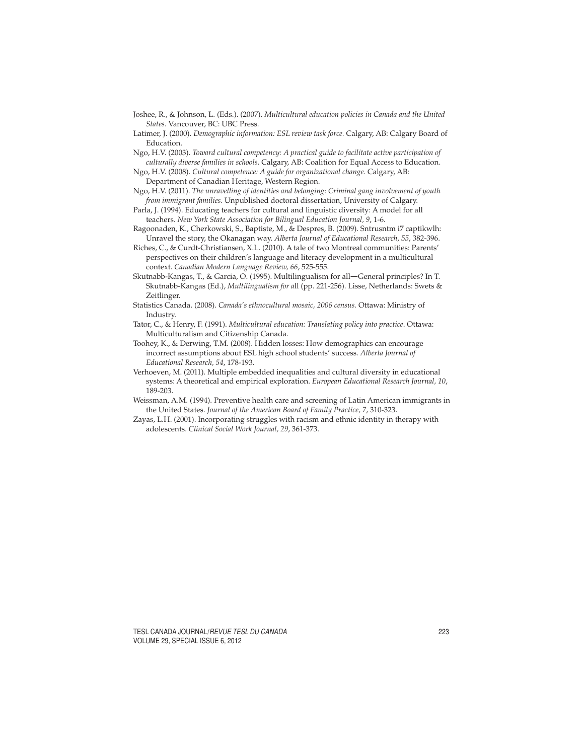Joshee, R., & Johnson, L. (Eds.). (2007). *Multicultural education policies in Canada and the United States*. Vancouver, BC: UBC Press.

Latimer, J. (2000). *Demographic information: ESL review task force.* Calgary, AB: Calgary Board of Education.

Ngo, H.V. (2003). *Toward cultural competency: A practical guide to facilitate active participation of culturally diverse families in schools.* Calgary, AB: Coalition for Equal Access to Education.

Ngo, H.V. (2008). *Cultural competence: A guide for organizational change.* Calgary, AB: Department of Canadian Heritage, Western Region.

Ngo, H.V. (2011). *The unravelling of identities and belonging: Criminal gang involvement of youth from immigrant families.* Unpublished doctoral dissertation, University of Calgary.

Parla, J. (1994). Educating teachers for cultural and linguistic diversity: A model for all teachers. *New York State Association for Bilingual Education Journal, 9*, 1-6.

Ragoonaden, K., Cherkowski, S., Baptiste, M., & Despres, B. (2009). Sntrusntm i7 captikwlh: Unravel the story, the Okanagan way. *Alberta Journal of Educational Research, 55*, 382-396.

Riches, C., & Curdt-Christiansen, X.L. (2010). A tale of two Montreal communities: Parents' perspectives on their children's language and literacy development in a multicultural context. *Canadian Modern Language Review, 66*, 525-555.

Skutnabb-Kangas, T., & Garcia, O. (1995). Multilingualism for all—General principles? In T. Skutnabb-Kangas (Ed.), *Multilingualism for a*ll (pp. 221-256). Lisse, Netherlands: Swets & Zeitlinger.

Statistics Canada. (2008). *Canada's ethnocultural mosaic, 2006 census.* Ottawa: Ministry of Industry.

Tator, C., & Henry, F. (1991). *Multicultural education: Translating policy into practice*. Ottawa: Multiculturalism and Citizenship Canada.

Toohey, K., & Derwing, T.M. (2008). Hidden losses: How demographics can encourage incorrect assumptions about ESL high school students' success. *Alberta Journal of Educational Research, 54*, 178-193.

Verhoeven, M. (2011). Multiple embedded inequalities and cultural diversity in educational systems: A theoretical and empirical exploration. *European Educational Research Journal, 10*, 189-203.

Weissman, A.M. (1994). Preventive health care and screening of Latin American immigrants in the United States. *Journal of the American Board of Family Practice, 7*, 310-323.

Zayas, L.H. (2001). Incorporating struggles with racism and ethnic identity in therapy with adolescents. *Clinical Social Work Journal, 29*, 361-373.